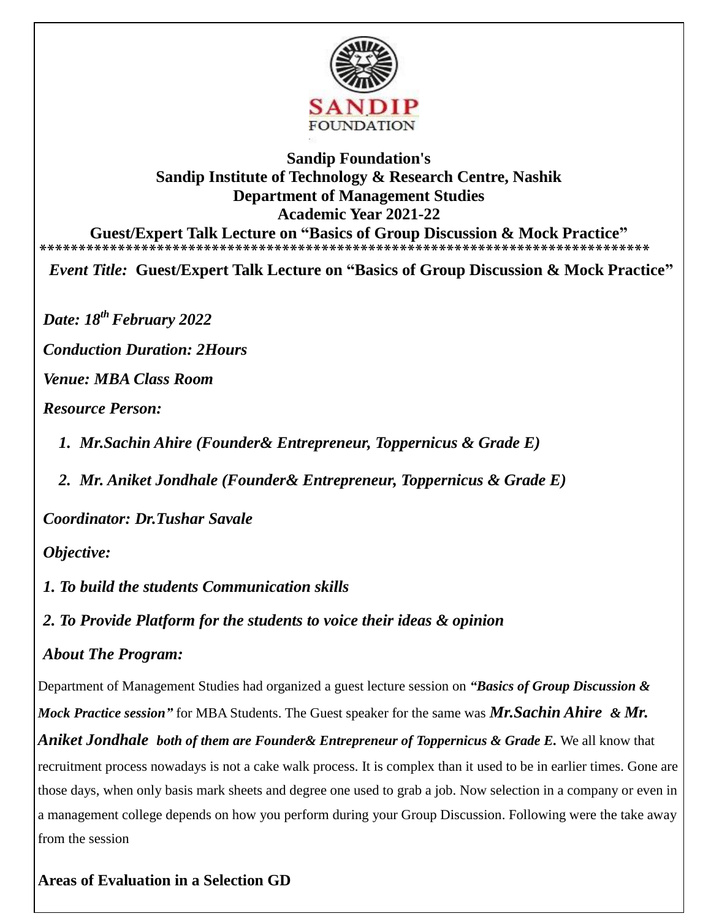**Sandip Foundation's**
**Sandip Institute of Technology & Research Centre, Nashik**
**Department of Management Studies**
**Academic Year 2021-22**
**Guest/Expert Talk Lecture on "Basics of Group Discussion & Mock Practice"**

*********************************************************************************

*Event Title:* **Guest/Expert Talk Lecture on "Basics of Group Discussion & Mock Practice"**

***Date: 18th February 2022***

***Conduction Duration: 2Hours***

***Venue: MBA Class Room***

***Resource Person:***

1. ***Mr.Sachin Ahire (Founder& Entrepreneur, Toppernicus & Grade E)***
2. ***Mr. Aniket Jondhale (Founder& Entrepreneur, Toppernicus & Grade E)***

***Coordinator: Dr.Tushar Savale***

***Objective:***

***1. To build the students Communication skills***

***2. To Provide Platform for the students to voice their ideas & opinion***

***About The Program:***

Department of Management Studies had organized a guest lecture session on ***"Basics of Group Discussion & Mock Practice session"*** for MBA Students. The Guest speaker for the same was ***Mr.Sachin Ahire & Mr. Aniket Jondhale both of them are Founder& Entrepreneur of Toppernicus & Grade E.*** We all know that recruitment process nowadays is not a cake walk process. It is complex than it used to be in earlier times. Gone are those days, when only basis mark sheets and degree one used to grab a job. Now selection in a company or even in a management college depends on how you perform during your Group Discussion. Following were the take away from the session

**Areas of Evaluation in a Selection GD**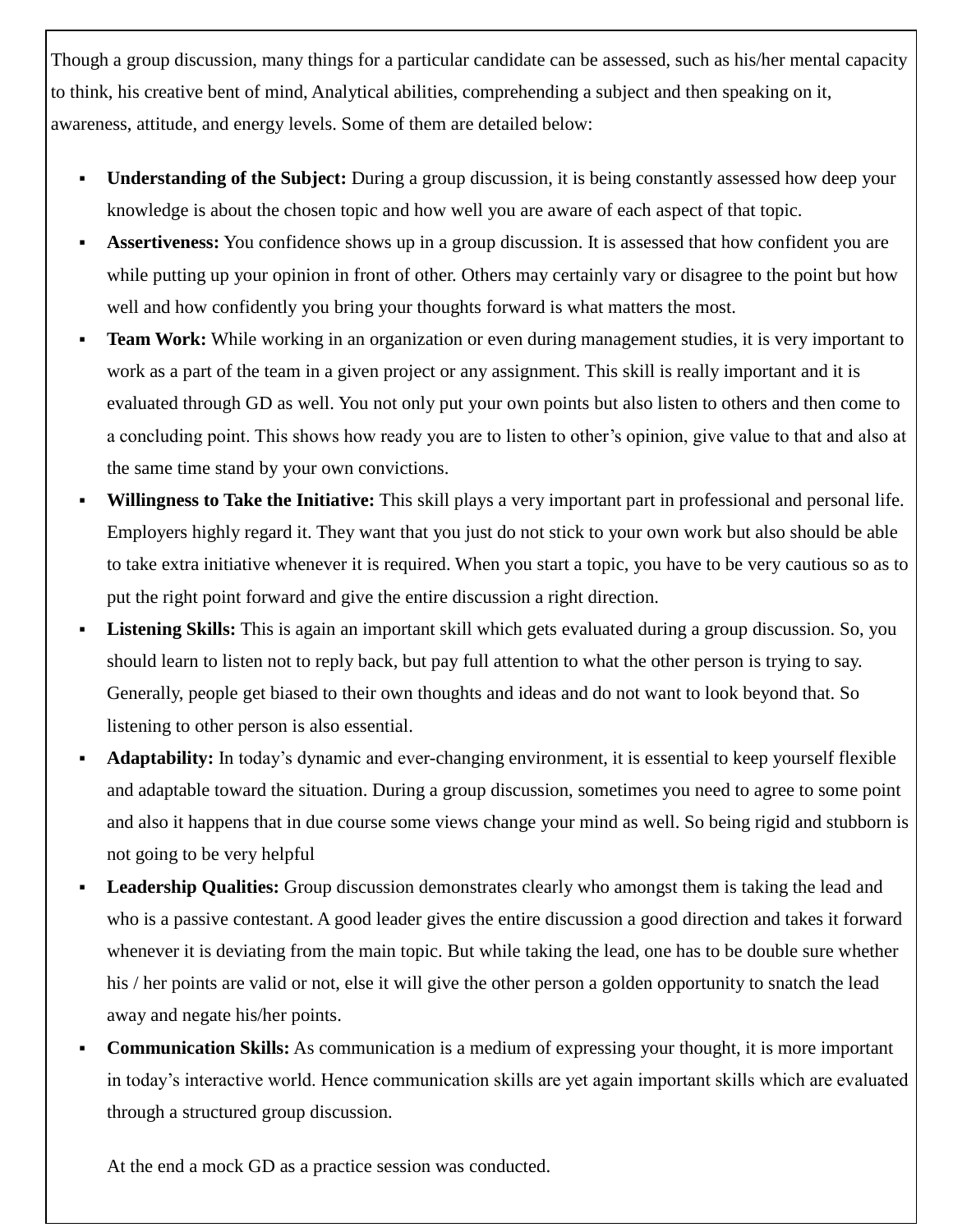Though a group discussion, many things for a particular candidate can be assessed, such as his/her mental capacity to think, his creative bent of mind, Analytical abilities, comprehending a subject and then speaking on it, awareness, attitude, and energy levels. Some of them are detailed below:

- **Understanding of the Subject:** During a group discussion, it is being constantly assessed how deep your knowledge is about the chosen topic and how well you are aware of each aspect of that topic.
- **Assertiveness:** You confidence shows up in a group discussion. It is assessed that how confident you are while putting up your opinion in front of other. Others may certainly vary or disagree to the point but how well and how confidently you bring your thoughts forward is what matters the most.
- **Team Work:** While working in an organization or even during management studies, it is very important to work as a part of the team in a given project or any assignment. This skill is really important and it is evaluated through GD as well. You not only put your own points but also listen to others and then come to a concluding point. This shows how ready you are to listen to other's opinion, give value to that and also at the same time stand by your own convictions.
- **Willingness to Take the Initiative:** This skill plays a very important part in professional and personal life. Employers highly regard it. They want that you just do not stick to your own work but also should be able to take extra initiative whenever it is required. When you start a topic, you have to be very cautious so as to put the right point forward and give the entire discussion a right direction.
- **Listening Skills:** This is again an important skill which gets evaluated during a group discussion. So, you should learn to listen not to reply back, but pay full attention to what the other person is trying to say. Generally, people get biased to their own thoughts and ideas and do not want to look beyond that. So listening to other person is also essential.
- **Adaptability:** In today's dynamic and ever-changing environment, it is essential to keep yourself flexible and adaptable toward the situation. During a group discussion, sometimes you need to agree to some point and also it happens that in due course some views change your mind as well. So being rigid and stubborn is not going to be very helpful
- **Leadership Qualities:** Group discussion demonstrates clearly who amongst them is taking the lead and who is a passive contestant. A good leader gives the entire discussion a good direction and takes it forward whenever it is deviating from the main topic. But while taking the lead, one has to be double sure whether his / her points are valid or not, else it will give the other person a golden opportunity to snatch the lead away and negate his/her points.
- **Communication Skills:** As communication is a medium of expressing your thought, it is more important in today's interactive world. Hence communication skills are yet again important skills which are evaluated through a structured group discussion.

At the end a mock GD as a practice session was conducted.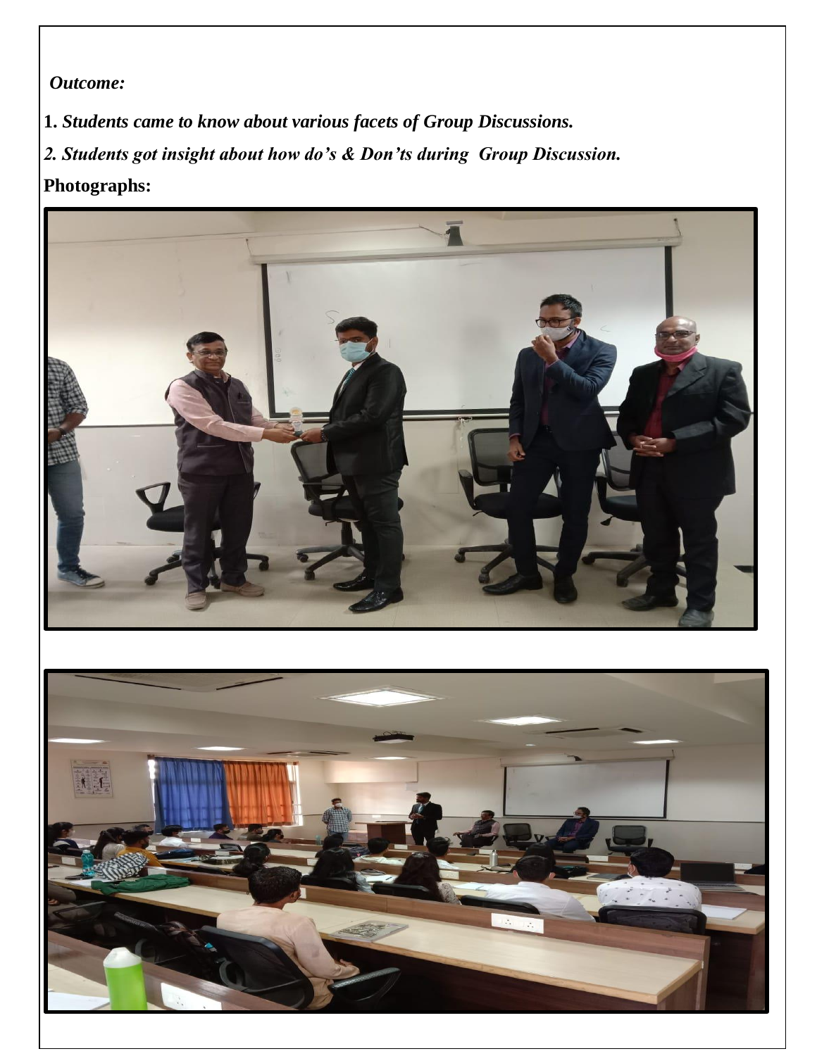*Outcome:*

1. ***Students came to know about various facets of Group Discussions.***

*2. **Students got insight about how do's & Don'ts during Group Discussion.***

**Photographs:**